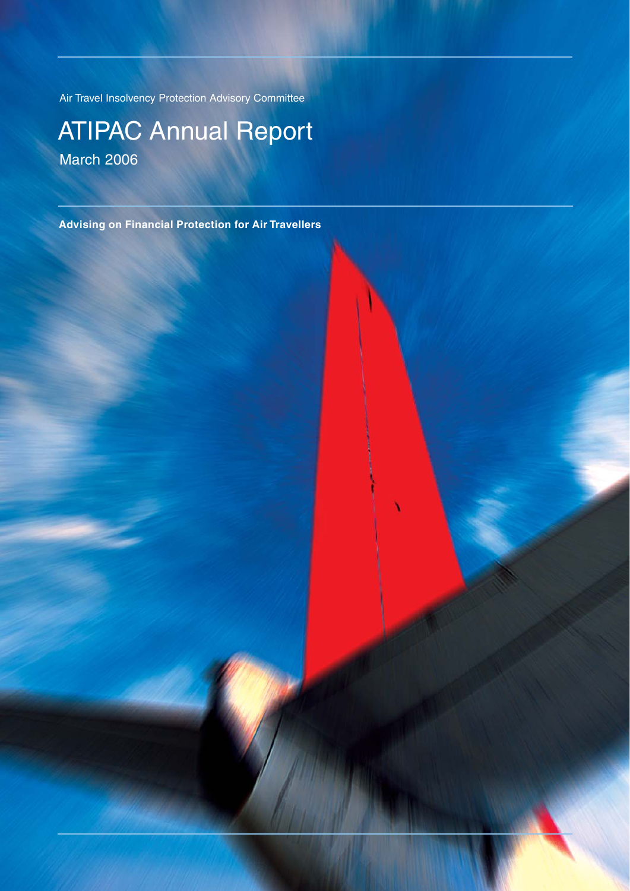Air Travel Insolvency Protection Advisory Committee

# ATIPAC Annual Report

March 2006

**Advising on Financial Protection for Air Travellers**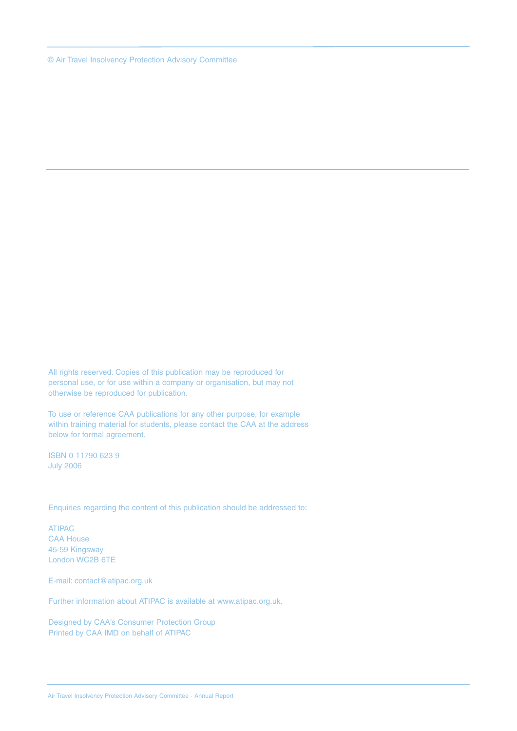© Air Travel Insolvency Protection Advisory Committee

All rights reserved. Copies of this publication may be reproduced for personal use, or for use within a company or organisation, but may not otherwise be reproduced for publication.

To use or reference CAA publications for any other purpose, for example within training material for students, please contact the CAA at the address below for formal agreement.

ISBN 0 11790 623 9
July 2006

Enquiries regarding the content of this publication should be addressed to:

ATIPAC
CAA House
45-59 Kingsway
London WC2B 6TE

E-mail: contact@atipac.org.uk

Further information about ATIPAC is available at www.atipac.org.uk.

Designed by CAA's Consumer Protection Group
Printed by CAA IMD on behalf of ATIPAC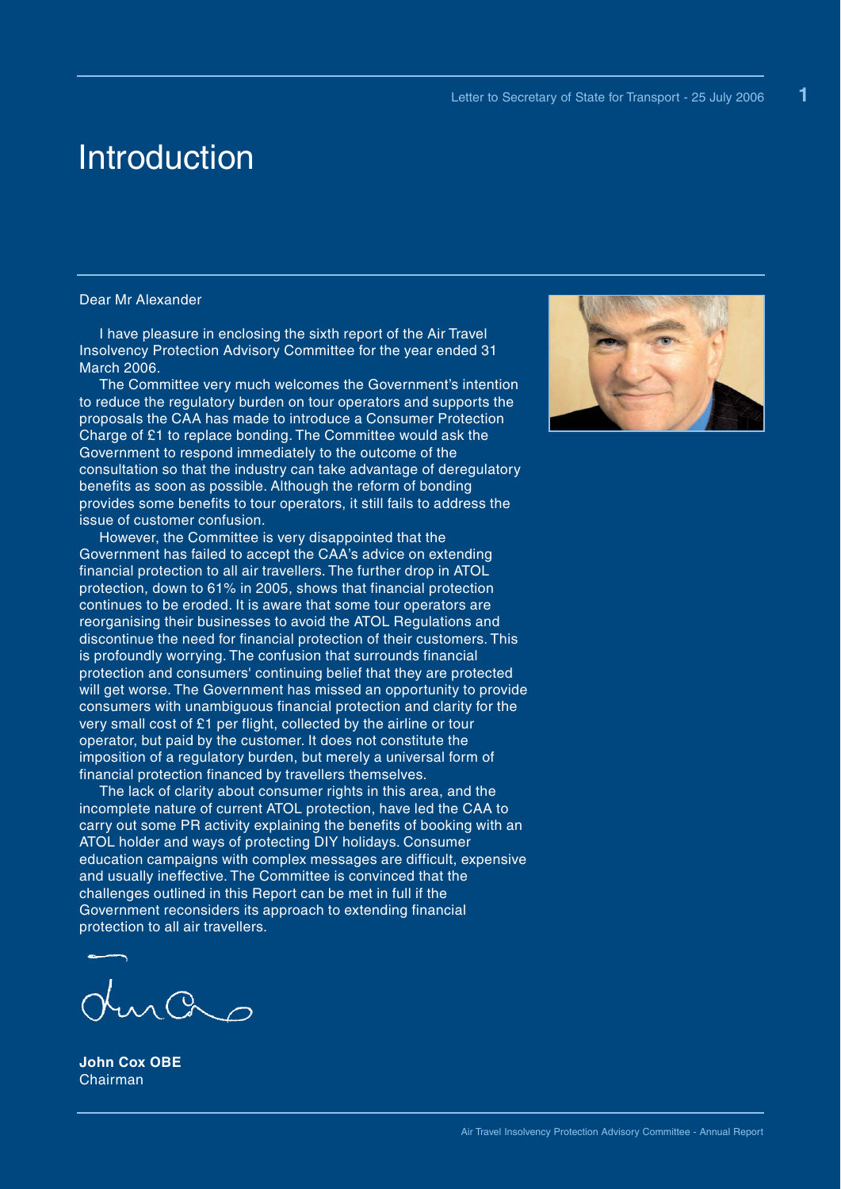# Introduction

Dear Mr Alexander

I have pleasure in enclosing the sixth report of the Air Travel Insolvency Protection Advisory Committee for the year ended 31 March 2006.

The Committee very much welcomes the Government's intention to reduce the regulatory burden on tour operators and supports the proposals the CAA has made to introduce a Consumer Protection Charge of £1 to replace bonding. The Committee would ask the Government to respond immediately to the outcome of the consultation so that the industry can take advantage of deregulatory benefits as soon as possible. Although the reform of bonding provides some benefits to tour operators, it still fails to address the issue of customer confusion.

However, the Committee is very disappointed that the Government has failed to accept the CAA's advice on extending financial protection to all air travellers. The further drop in ATOL protection, down to 61% in 2005, shows that financial protection continues to be eroded. It is aware that some tour operators are reorganising their businesses to avoid the ATOL Regulations and discontinue the need for financial protection of their customers. This is profoundly worrying. The confusion that surrounds financial protection and consumers' continuing belief that they are protected will get worse. The Government has missed an opportunity to provide consumers with unambiguous financial protection and clarity for the very small cost of £1 per flight, collected by the airline or tour operator, but paid by the customer. It does not constitute the imposition of a regulatory burden, but merely a universal form of financial protection financed by travellers themselves.

The lack of clarity about consumer rights in this area, and the incomplete nature of current ATOL protection, have led the CAA to carry out some PR activity explaining the benefits of booking with an ATOL holder and ways of protecting DIY holidays. Consumer education campaigns with complex messages are difficult, expensive and usually ineffective. The Committee is convinced that the challenges outlined in this Report can be met in full if the Government reconsiders its approach to extending financial protection to all air travellers.

**John Cox OBE**
Chairman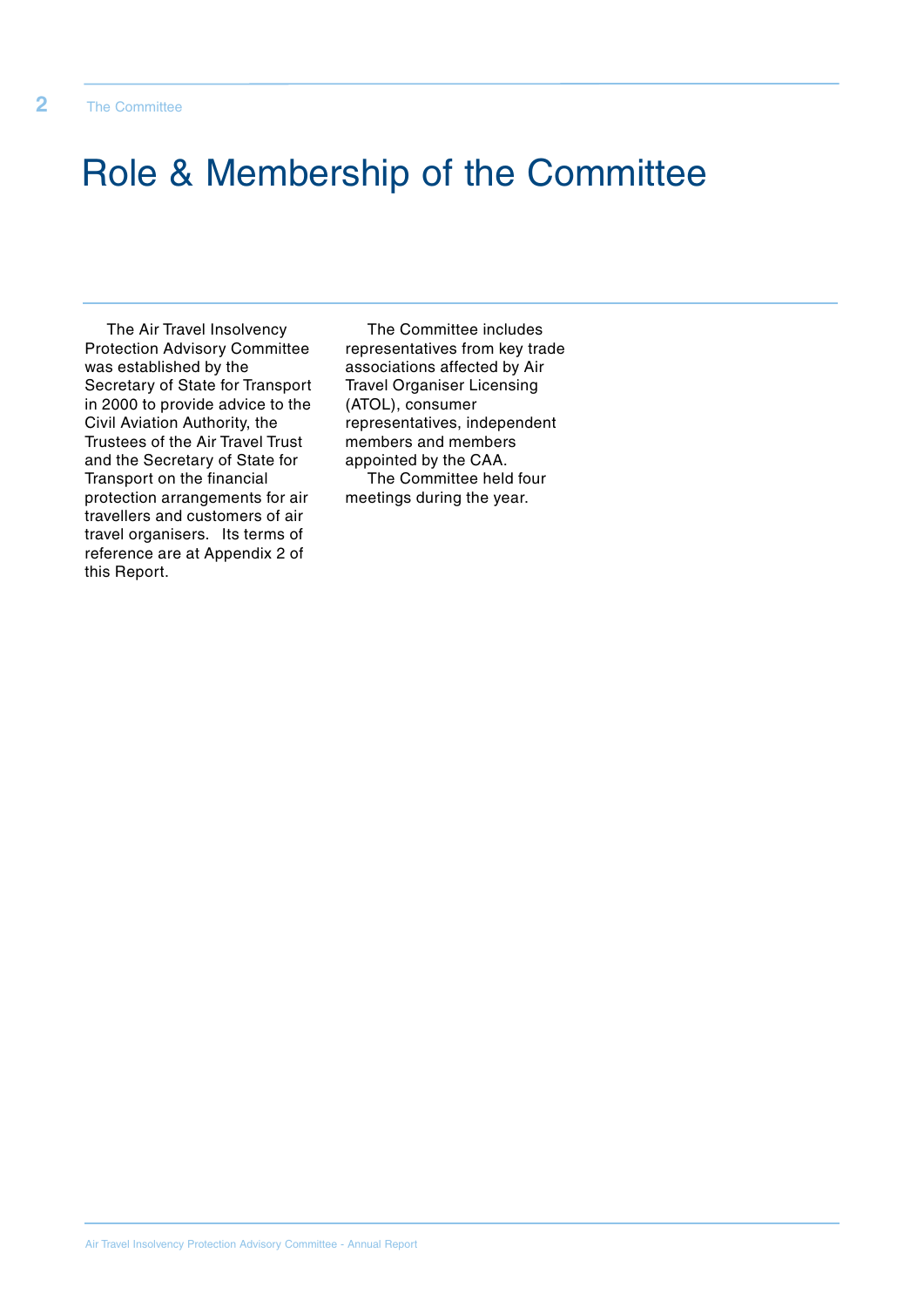# Role & Membership of the Committee

The Air Travel Insolvency Protection Advisory Committee was established by the Secretary of State for Transport in 2000 to provide advice to the Civil Aviation Authority, the Trustees of the Air Travel Trust and the Secretary of State for Transport on the financial protection arrangements for air travellers and customers of air travel organisers. Its terms of reference are at Appendix 2 of this Report.

The Committee includes representatives from key trade associations affected by Air Travel Organiser Licensing (ATOL), consumer representatives, independent members and members appointed by the CAA.

The Committee held four meetings during the year.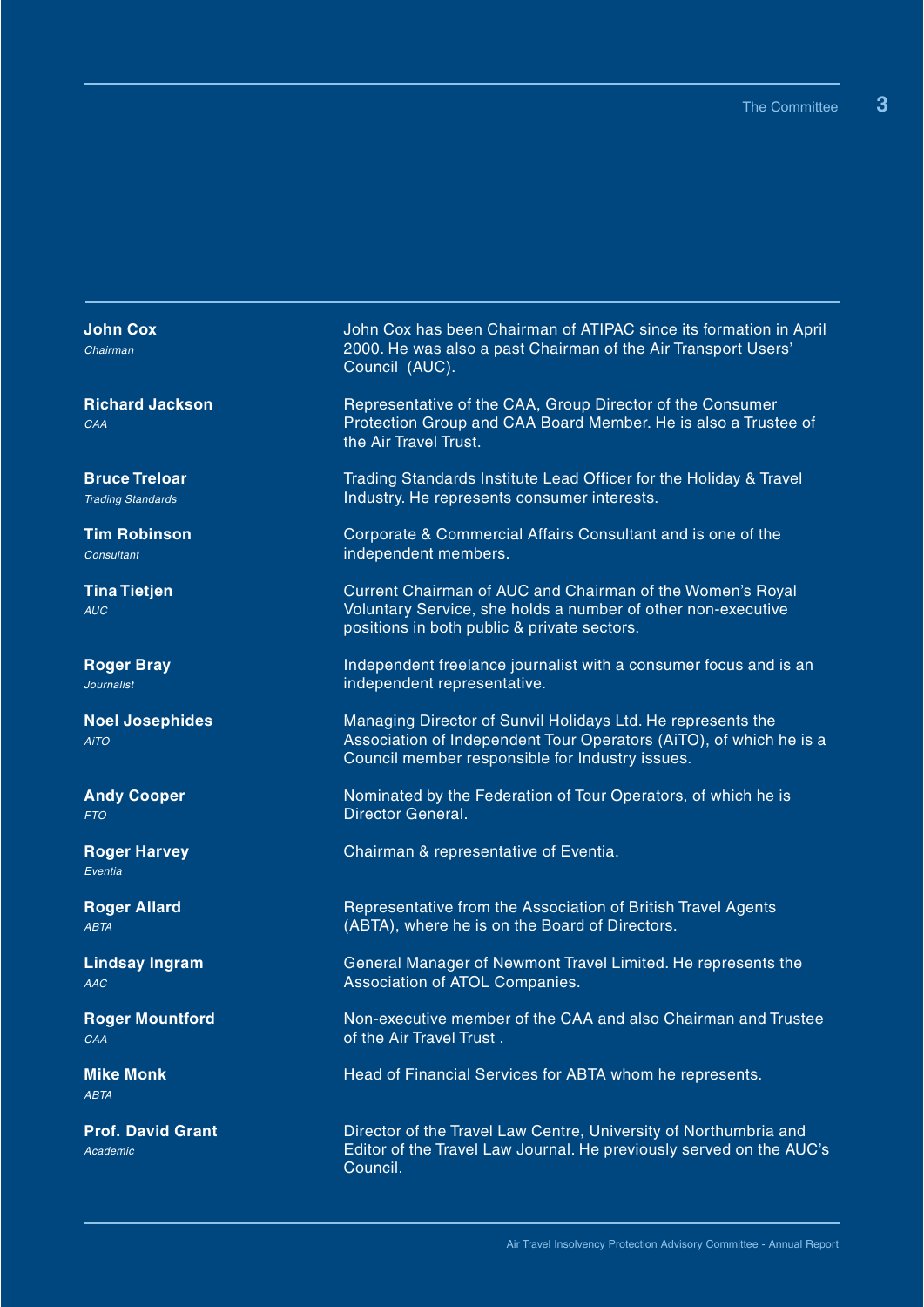**John Cox**
*Chairman*

John Cox has been Chairman of ATIPAC since its formation in April 2000. He was also a past Chairman of the Air Transport Users' Council (AUC).

**Richard Jackson**
*CAA*

Representative of the CAA, Group Director of the Consumer Protection Group and CAA Board Member. He is also a Trustee of the Air Travel Trust.

**Bruce Treloar**
*Trading Standards*

Trading Standards Institute Lead Officer for the Holiday & Travel Industry. He represents consumer interests.

**Tim Robinson**
*Consultant*

Corporate & Commercial Affairs Consultant and is one of the independent members.

**Tina Tietjen**
*AUC*

Current Chairman of AUC and Chairman of the Women's Royal Voluntary Service, she holds a number of other non-executive positions in both public & private sectors.

**Roger Bray**
*Journalist*

Independent freelance journalist with a consumer focus and is an independent representative.

**Noel Josephides**
*AiTO*

Managing Director of Sunvil Holidays Ltd. He represents the Association of Independent Tour Operators (AiTO), of which he is a Council member responsible for Industry issues.

**Andy Cooper**
*FTO*

Nominated by the Federation of Tour Operators, of which he is Director General.

**Roger Harvey**
*Eventia*

Chairman & representative of Eventia.

**Roger Allard**
*ABTA*

Representative from the Association of British Travel Agents (ABTA), where he is on the Board of Directors.

**Lindsay Ingram**
*AAC*

General Manager of Newmont Travel Limited. He represents the Association of ATOL Companies.

**Roger Mountford**
*CAA*

Non-executive member of the CAA and also Chairman and Trustee of the Air Travel Trust .

**Mike Monk**
*ABTA*

Head of Financial Services for ABTA whom he represents.

**Prof. David Grant**
*Academic*

Director of the Travel Law Centre, University of Northumbria and Editor of the Travel Law Journal. He previously served on the AUC's Council.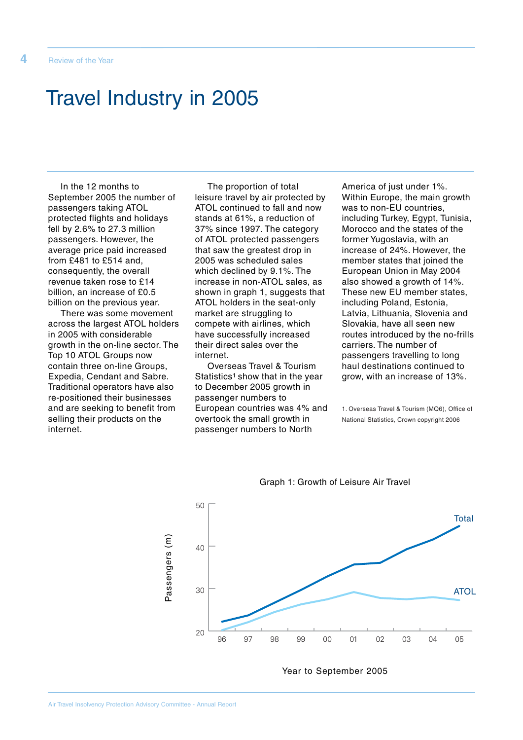# Travel Industry in 2005

In the 12 months to September 2005 the number of passengers taking ATOL protected flights and holidays fell by 2.6% to 27.3 million passengers. However, the average price paid increased from £481 to £514 and, consequently, the overall revenue taken rose to £14 billion, an increase of £0.5 billion on the previous year.

There was some movement across the largest ATOL holders in 2005 with considerable growth in the on-line sector. The Top 10 ATOL Groups now contain three on-line Groups, Expedia, Cendant and Sabre. Traditional operators have also re-positioned their businesses and are seeking to benefit from selling their products on the internet.

The proportion of total leisure travel by air protected by ATOL continued to fall and now stands at 61%, a reduction of 37% since 1997. The category of ATOL protected passengers that saw the greatest drop in 2005 was scheduled sales which declined by 9.1%. The increase in non-ATOL sales, as shown in graph 1, suggests that ATOL holders in the seat-only market are struggling to compete with airlines, which have successfully increased their direct sales over the internet.

Overseas Travel & Tourism Statistics[1] show that in the year to December 2005 growth in passenger numbers to European countries was 4% and overtook the small growth in passenger numbers to North America of just under 1%. Within Europe, the main growth was to non-EU countries, including Turkey, Egypt, Tunisia, Morocco and the states of the former Yugoslavia, with an increase of 24%. However, the member states that joined the European Union in May 2004 also showed a growth of 14%. These new EU member states, including Poland, Estonia, Latvia, Lithuania, Slovenia and Slovakia, have all seen new routes introduced by the no-frills carriers. The number of passengers travelling to long haul destinations continued to grow, with an increase of 13%.

1. Overseas Travel & Tourism (MQ6), Office of National Statistics, Crown copyright 2006

Graph 1: Growth of Leisure Air Travel

Year to September 2005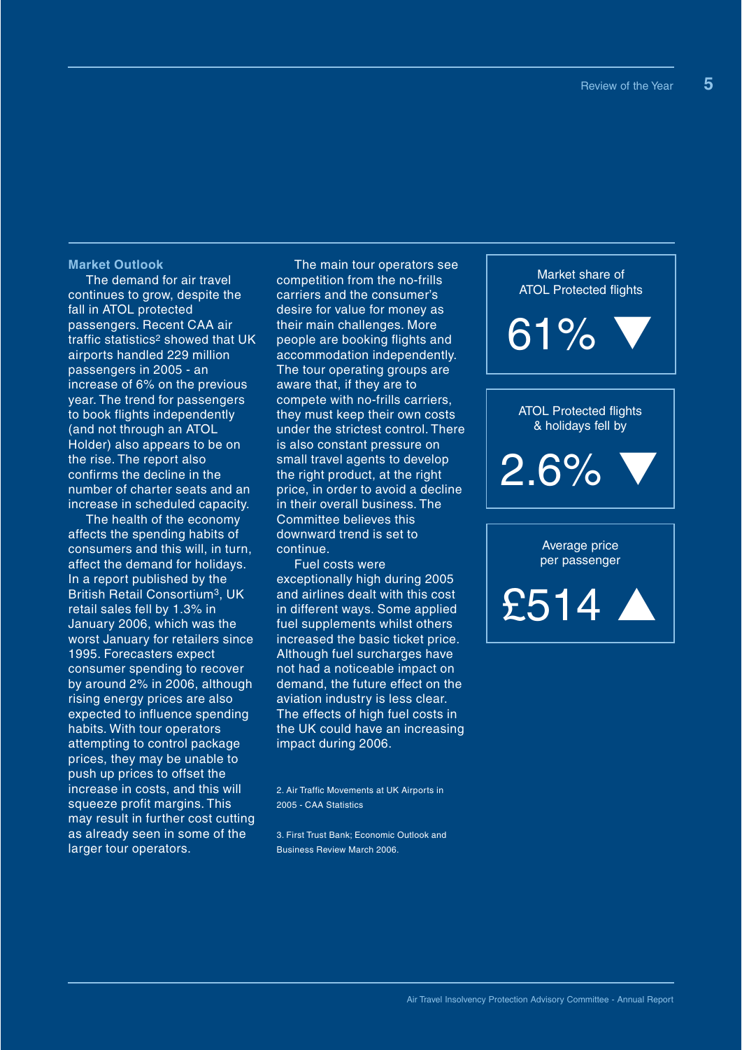## Market Outlook

The demand for air travel continues to grow, despite the fall in ATOL protected passengers. Recent CAA air traffic statistics[2] showed that UK airports handled 229 million passengers in 2005 - an increase of 6% on the previous year. The trend for passengers to book flights independently (and not through an ATOL Holder) also appears to be on the rise. The report also confirms the decline in the number of charter seats and an increase in scheduled capacity.

The health of the economy affects the spending habits of consumers and this will, in turn, affect the demand for holidays. In a report published by the British Retail Consortium[3], UK retail sales fell by 1.3% in January 2006, which was the worst January for retailers since 1995. Forecasters expect consumer spending to recover by around 2% in 2006, although rising energy prices are also expected to influence spending habits. With tour operators attempting to control package prices, they may be unable to push up prices to offset the increase in costs, and this will squeeze profit margins. This may result in further cost cutting as already seen in some of the larger tour operators.

The main tour operators see competition from the no-frills carriers and the consumer's desire for value for money as their main challenges. More people are booking flights and accommodation independently. The tour operating groups are aware that, if they are to compete with no-frills carriers, they must keep their own costs under the strictest control. There is also constant pressure on small travel agents to develop the right product, at the right price, in order to avoid a decline in their overall business. The Committee believes this downward trend is set to continue.

Fuel costs were exceptionally high during 2005 and airlines dealt with this cost in different ways. Some applied fuel supplements whilst others increased the basic ticket price. Although fuel surcharges have not had a noticeable impact on demand, the future effect on the aviation industry is less clear. The effects of high fuel costs in the UK could have an increasing impact during 2006.

2. Air Traffic Movements at UK Airports in 2005 - CAA Statistics

3. First Trust Bank; Economic Outlook and Business Review March 2006.

Market share of ATOL Protected flights

**61% ▼**

ATOL Protected flights & holidays fell by

**2.6% ▼**

Average price per passenger

**£514 ▲**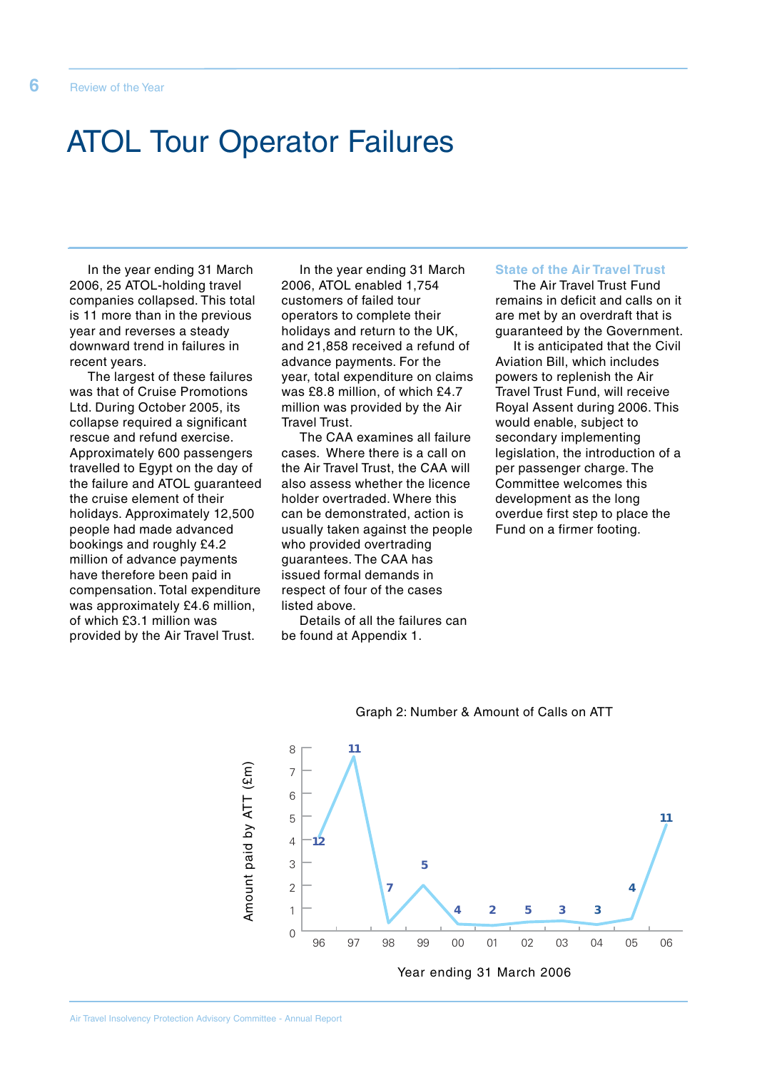# ATOL Tour Operator Failures

In the year ending 31 March 2006, 25 ATOL-holding travel companies collapsed. This total is 11 more than in the previous year and reverses a steady downward trend in failures in recent years.

The largest of these failures was that of Cruise Promotions Ltd. During October 2005, its collapse required a significant rescue and refund exercise. Approximately 600 passengers travelled to Egypt on the day of the failure and ATOL guaranteed the cruise element of their holidays. Approximately 12,500 people had made advanced bookings and roughly £4.2 million of advance payments have therefore been paid in compensation. Total expenditure was approximately £4.6 million, of which £3.1 million was provided by the Air Travel Trust.

In the year ending 31 March 2006, ATOL enabled 1,754 customers of failed tour operators to complete their holidays and return to the UK, and 21,858 received a refund of advance payments. For the year, total expenditure on claims was £8.8 million, of which £4.7 million was provided by the Air Travel Trust.

The CAA examines all failure cases. Where there is a call on the Air Travel Trust, the CAA will also assess whether the licence holder overtraded. Where this can be demonstrated, action is usually taken against the people who provided overtrading guarantees. The CAA has issued formal demands in respect of four of the cases listed above.

Details of all the failures can be found at Appendix 1.

### State of the Air Travel Trust

The Air Travel Trust Fund remains in deficit and calls on it are met by an overdraft that is guaranteed by the Government.

It is anticipated that the Civil Aviation Bill, which includes powers to replenish the Air Travel Trust Fund, will receive Royal Assent during 2006. This would enable, subject to secondary implementing legislation, the introduction of a per passenger charge. The Committee welcomes this development as the long overdue first step to place the Fund on a firmer footing.

Graph 2: Number & Amount of Calls on ATT

| Year ending 31 March | 96 | 97 | 98 | 99 | 00 | 01 | 02 | 03 | 04 | 05 | 06 |
|---|---|---|---|---|---|---|---|---|---|---|---|
| Number of calls | 12 | 11 | 7 | 5 | 4 | 2 | 5 | 3 | 3 | 4 | 11 |

Y-axis: Amount paid by ATT (£m)
X-axis: Year ending 31 March 2006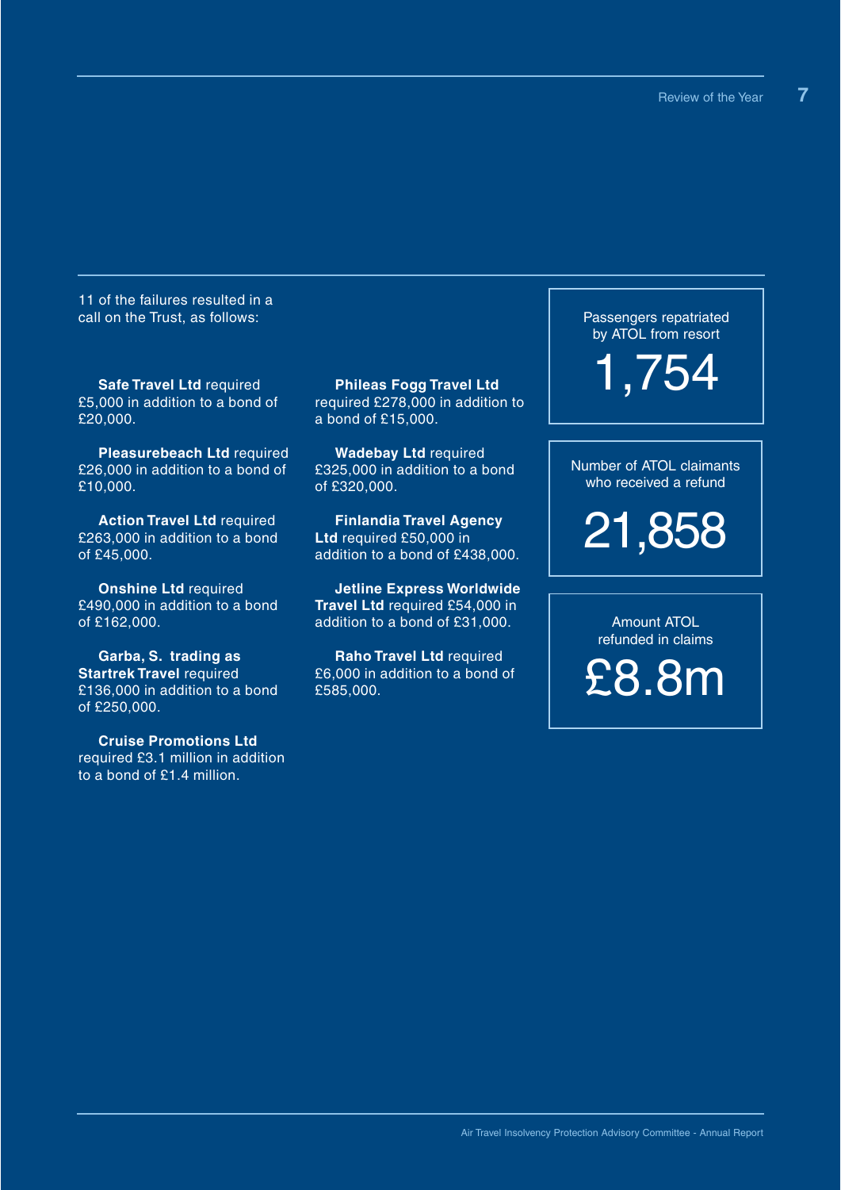11 of the failures resulted in a call on the Trust, as follows:

**Safe Travel Ltd** required £5,000 in addition to a bond of £20,000.

**Pleasurebeach Ltd** required £26,000 in addition to a bond of £10,000.

**Action Travel Ltd** required £263,000 in addition to a bond of £45,000.

**Onshine Ltd** required £490,000 in addition to a bond of £162,000.

**Garba, S. trading as Startrek Travel** required £136,000 in addition to a bond of £250,000.

**Cruise Promotions Ltd** required £3.1 million in addition to a bond of £1.4 million.

**Phileas Fogg Travel Ltd** required £278,000 in addition to a bond of £15,000.

**Wadebay Ltd** required £325,000 in addition to a bond of £320,000.

**Finlandia Travel Agency Ltd** required £50,000 in addition to a bond of £438,000.

**Jetline Express Worldwide Travel Ltd** required £54,000 in addition to a bond of £31,000.

**Raho Travel Ltd** required £6,000 in addition to a bond of £585,000.

Passengers repatriated by ATOL from resort

**1,754**

Number of ATOL claimants who received a refund

**21,858**

Amount ATOL refunded in claims

**£8.8m**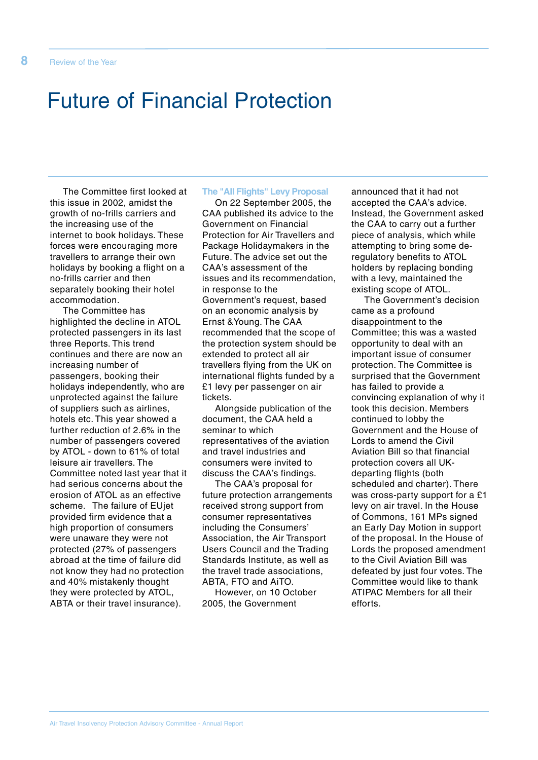# Future of Financial Protection

The Committee first looked at this issue in 2002, amidst the growth of no-frills carriers and the increasing use of the internet to book holidays. These forces were encouraging more travellers to arrange their own holidays by booking a flight on a no-frills carrier and then separately booking their hotel accommodation.

The Committee has highlighted the decline in ATOL protected passengers in its last three Reports. This trend continues and there are now an increasing number of passengers, booking their holidays independently, who are unprotected against the failure of suppliers such as airlines, hotels etc. This year showed a further reduction of 2.6% in the number of passengers covered by ATOL - down to 61% of total leisure air travellers. The Committee noted last year that it had serious concerns about the erosion of ATOL as an effective scheme. The failure of EUjet provided firm evidence that a high proportion of consumers were unaware they were not protected (27% of passengers abroad at the time of failure did not know they had no protection and 40% mistakenly thought they were protected by ATOL, ABTA or their travel insurance).

### The "All Flights" Levy Proposal

On 22 September 2005, the CAA published its advice to the Government on Financial Protection for Air Travellers and Package Holidaymakers in the Future. The advice set out the CAA's assessment of the issues and its recommendation, in response to the Government's request, based on an economic analysis by Ernst &Young. The CAA recommended that the scope of the protection system should be extended to protect all air travellers flying from the UK on international flights funded by a £1 levy per passenger on air tickets.

Alongside publication of the document, the CAA held a seminar to which representatives of the aviation and travel industries and consumers were invited to discuss the CAA's findings.

The CAA's proposal for future protection arrangements received strong support from consumer representatives including the Consumers' Association, the Air Transport Users Council and the Trading Standards Institute, as well as the travel trade associations, ABTA, FTO and AiTO.

However, on 10 October 2005, the Government announced that it had not accepted the CAA's advice. Instead, the Government asked the CAA to carry out a further piece of analysis, which while attempting to bring some de-regulatory benefits to ATOL holders by replacing bonding with a levy, maintained the existing scope of ATOL.

The Government's decision came as a profound disappointment to the Committee; this was a wasted opportunity to deal with an important issue of consumer protection. The Committee is surprised that the Government has failed to provide a convincing explanation of why it took this decision. Members continued to lobby the Government and the House of Lords to amend the Civil Aviation Bill so that financial protection covers all UK-departing flights (both scheduled and charter). There was cross-party support for a £1 levy on air travel. In the House of Commons, 161 MPs signed an Early Day Motion in support of the proposal. In the House of Lords the proposed amendment to the Civil Aviation Bill was defeated by just four votes. The Committee would like to thank ATIPAC Members for all their efforts.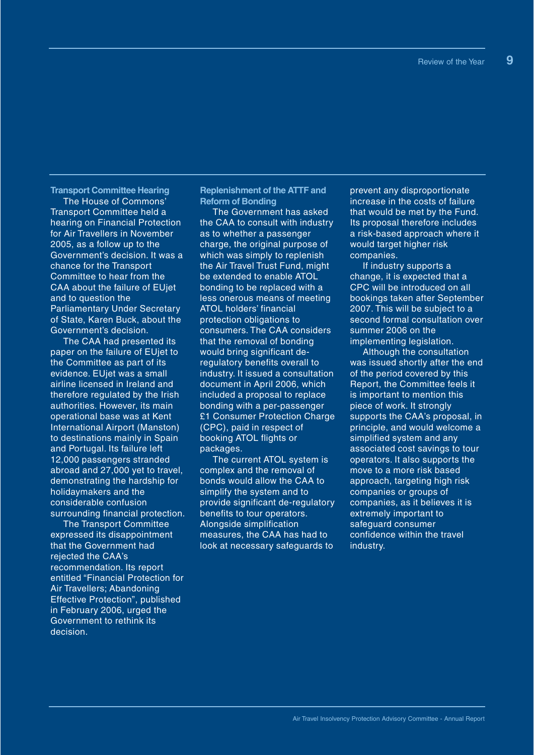### Transport Committee Hearing

The House of Commons' Transport Committee held a hearing on Financial Protection for Air Travellers in November 2005, as a follow up to the Government's decision. It was a chance for the Transport Committee to hear from the CAA about the failure of EUjet and to question the Parliamentary Under Secretary of State, Karen Buck, about the Government's decision.

The CAA had presented its paper on the failure of EUjet to the Committee as part of its evidence. EUjet was a small airline licensed in Ireland and therefore regulated by the Irish authorities. However, its main operational base was at Kent International Airport (Manston) to destinations mainly in Spain and Portugal. Its failure left 12,000 passengers stranded abroad and 27,000 yet to travel, demonstrating the hardship for holidaymakers and the considerable confusion surrounding financial protection.

The Transport Committee expressed its disappointment that the Government had rejected the CAA's recommendation. Its report entitled "Financial Protection for Air Travellers; Abandoning Effective Protection", published in February 2006, urged the Government to rethink its decision.

### Replenishment of the ATTF and Reform of Bonding

The Government has asked the CAA to consult with industry as to whether a passenger charge, the original purpose of which was simply to replenish the Air Travel Trust Fund, might be extended to enable ATOL bonding to be replaced with a less onerous means of meeting ATOL holders' financial protection obligations to consumers. The CAA considers that the removal of bonding would bring significant de-regulatory benefits overall to industry. It issued a consultation document in April 2006, which included a proposal to replace bonding with a per-passenger £1 Consumer Protection Charge (CPC), paid in respect of booking ATOL flights or packages.

The current ATOL system is complex and the removal of bonds would allow the CAA to simplify the system and to provide significant de-regulatory benefits to tour operators. Alongside simplification measures, the CAA has had to look at necessary safeguards to prevent any disproportionate increase in the costs of failure that would be met by the Fund. Its proposal therefore includes a risk-based approach where it would target higher risk companies.

If industry supports a change, it is expected that a CPC will be introduced on all bookings taken after September 2007. This will be subject to a second formal consultation over summer 2006 on the implementing legislation.

Although the consultation was issued shortly after the end of the period covered by this Report, the Committee feels it is important to mention this piece of work. It strongly supports the CAA's proposal, in principle, and would welcome a simplified system and any associated cost savings to tour operators. It also supports the move to a more risk based approach, targeting high risk companies or groups of companies, as it believes it is extremely important to safeguard consumer confidence within the travel industry.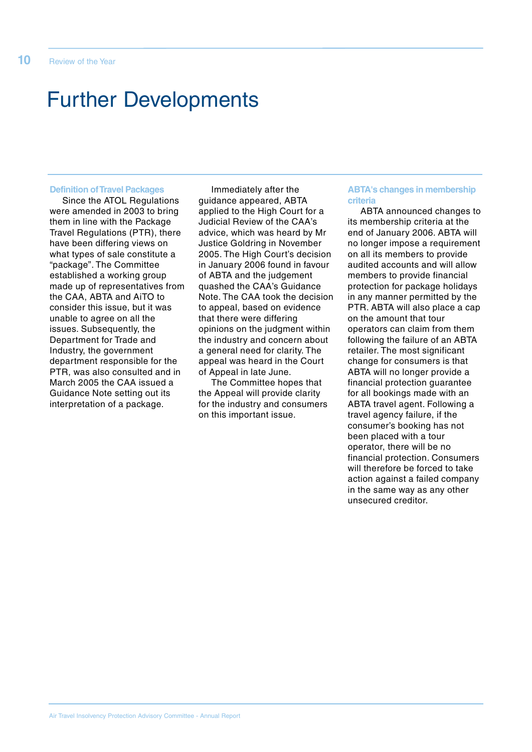# Further Developments

### Definition of Travel Packages

Since the ATOL Regulations were amended in 2003 to bring them in line with the Package Travel Regulations (PTR), there have been differing views on what types of sale constitute a "package". The Committee established a working group made up of representatives from the CAA, ABTA and AiTO to consider this issue, but it was unable to agree on all the issues. Subsequently, the Department for Trade and Industry, the government department responsible for the PTR, was also consulted and in March 2005 the CAA issued a Guidance Note setting out its interpretation of a package.

Immediately after the guidance appeared, ABTA applied to the High Court for a Judicial Review of the CAA's advice, which was heard by Mr Justice Goldring in November 2005. The High Court's decision in January 2006 found in favour of ABTA and the judgement quashed the CAA's Guidance Note. The CAA took the decision to appeal, based on evidence that there were differing opinions on the judgment within the industry and concern about a general need for clarity. The appeal was heard in the Court of Appeal in late June.

The Committee hopes that the Appeal will provide clarity for the industry and consumers on this important issue.

### ABTA's changes in membership criteria

ABTA announced changes to its membership criteria at the end of January 2006. ABTA will no longer impose a requirement on all its members to provide audited accounts and will allow members to provide financial protection for package holidays in any manner permitted by the PTR. ABTA will also place a cap on the amount that tour operators can claim from them following the failure of an ABTA retailer. The most significant change for consumers is that ABTA will no longer provide a financial protection guarantee for all bookings made with an ABTA travel agent. Following a travel agency failure, if the consumer's booking has not been placed with a tour operator, there will be no financial protection. Consumers will therefore be forced to take action against a failed company in the same way as any other unsecured creditor.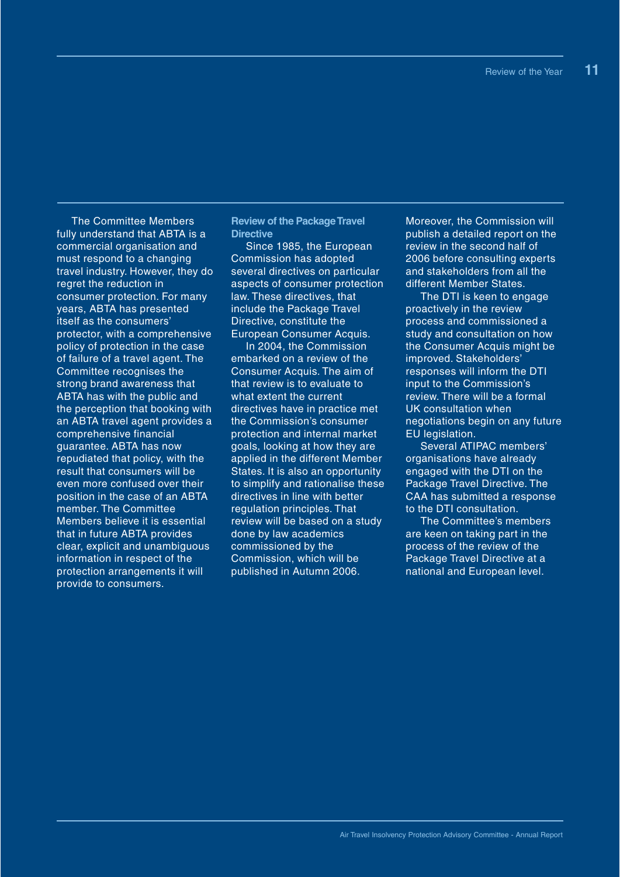The Committee Members fully understand that ABTA is a commercial organisation and must respond to a changing travel industry. However, they do regret the reduction in consumer protection. For many years, ABTA has presented itself as the consumers' protector, with a comprehensive policy of protection in the case of failure of a travel agent. The Committee recognises the strong brand awareness that ABTA has with the public and the perception that booking with an ABTA travel agent provides a comprehensive financial guarantee. ABTA has now repudiated that policy, with the result that consumers will be even more confused over their position in the case of an ABTA member. The Committee Members believe it is essential that in future ABTA provides clear, explicit and unambiguous information in respect of the protection arrangements it will provide to consumers.

### Review of the Package Travel Directive

Since 1985, the European Commission has adopted several directives on particular aspects of consumer protection law. These directives, that include the Package Travel Directive, constitute the European Consumer Acquis.

In 2004, the Commission embarked on a review of the Consumer Acquis. The aim of that review is to evaluate to what extent the current directives have in practice met the Commission's consumer protection and internal market goals, looking at how they are applied in the different Member States. It is also an opportunity to simplify and rationalise these directives in line with better regulation principles. That review will be based on a study done by law academics commissioned by the Commission, which will be published in Autumn 2006. Moreover, the Commission will publish a detailed report on the review in the second half of 2006 before consulting experts and stakeholders from all the different Member States.

The DTI is keen to engage proactively in the review process and commissioned a study and consultation on how the Consumer Acquis might be improved. Stakeholders' responses will inform the DTI input to the Commission's review. There will be a formal UK consultation when negotiations begin on any future EU legislation.

Several ATIPAC members' organisations have already engaged with the DTI on the Package Travel Directive. The CAA has submitted a response to the DTI consultation.

The Committee's members are keen on taking part in the process of the review of the Package Travel Directive at a national and European level.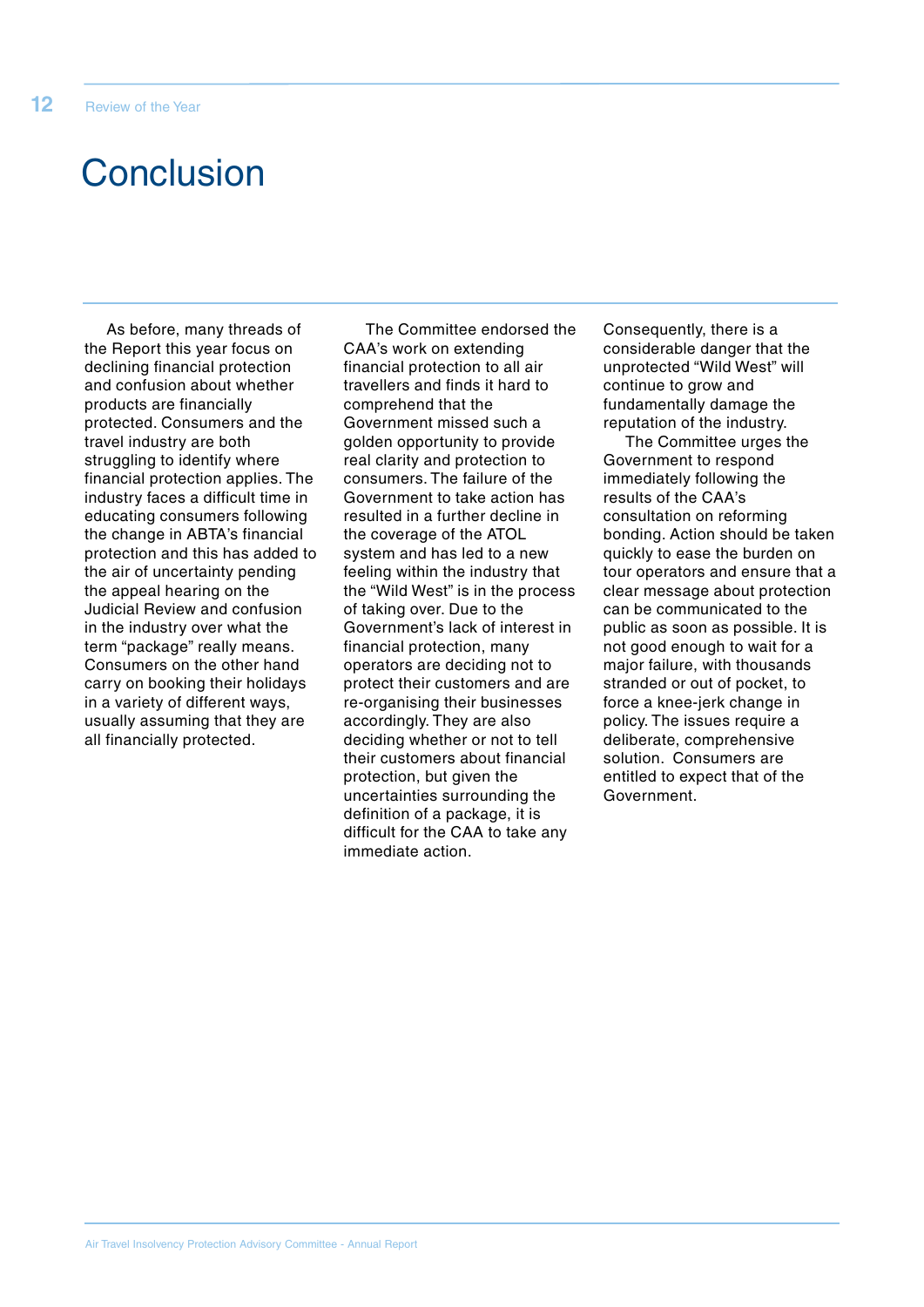# Conclusion

As before, many threads of the Report this year focus on declining financial protection and confusion about whether products are financially protected. Consumers and the travel industry are both struggling to identify where financial protection applies. The industry faces a difficult time in educating consumers following the change in ABTA's financial protection and this has added to the air of uncertainty pending the appeal hearing on the Judicial Review and confusion in the industry over what the term "package" really means. Consumers on the other hand carry on booking their holidays in a variety of different ways, usually assuming that they are all financially protected.

The Committee endorsed the CAA's work on extending financial protection to all air travellers and finds it hard to comprehend that the Government missed such a golden opportunity to provide real clarity and protection to consumers. The failure of the Government to take action has resulted in a further decline in the coverage of the ATOL system and has led to a new feeling within the industry that the "Wild West" is in the process of taking over. Due to the Government's lack of interest in financial protection, many operators are deciding not to protect their customers and are re-organising their businesses accordingly. They are also deciding whether or not to tell their customers about financial protection, but given the uncertainties surrounding the definition of a package, it is difficult for the CAA to take any immediate action. Consequently, there is a considerable danger that the unprotected "Wild West" will continue to grow and fundamentally damage the reputation of the industry.

The Committee urges the Government to respond immediately following the results of the CAA's consultation on reforming bonding. Action should be taken quickly to ease the burden on tour operators and ensure that a clear message about protection can be communicated to the public as soon as possible. It is not good enough to wait for a major failure, with thousands stranded or out of pocket, to force a knee-jerk change in policy. The issues require a deliberate, comprehensive solution. Consumers are entitled to expect that of the Government.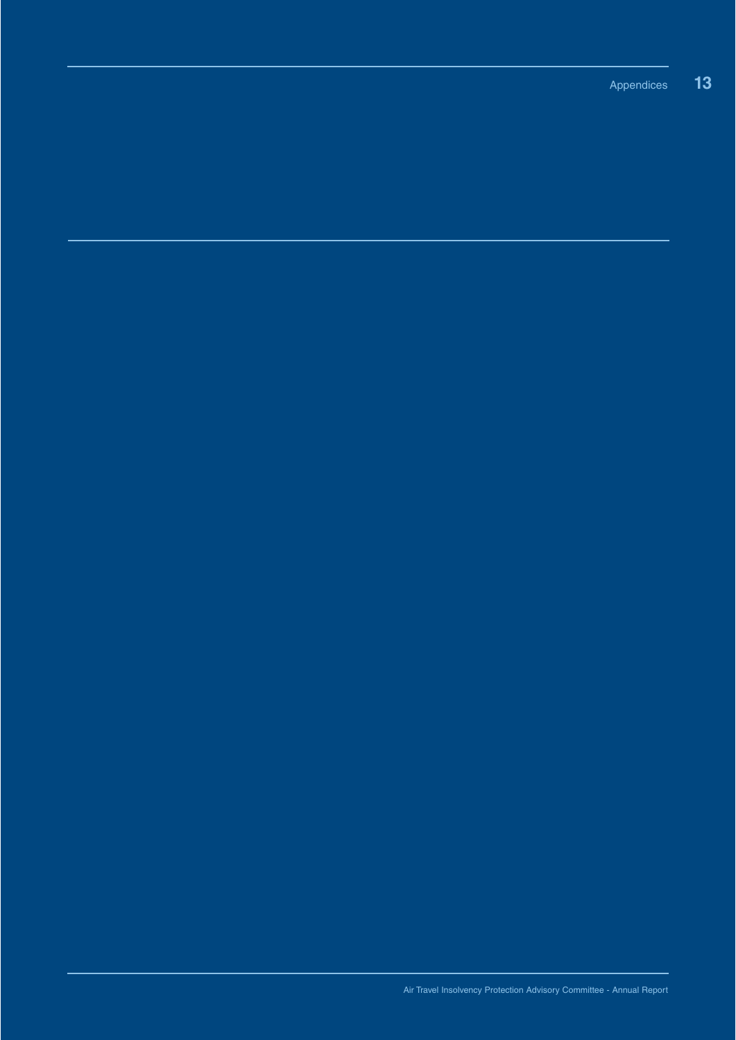# Appendices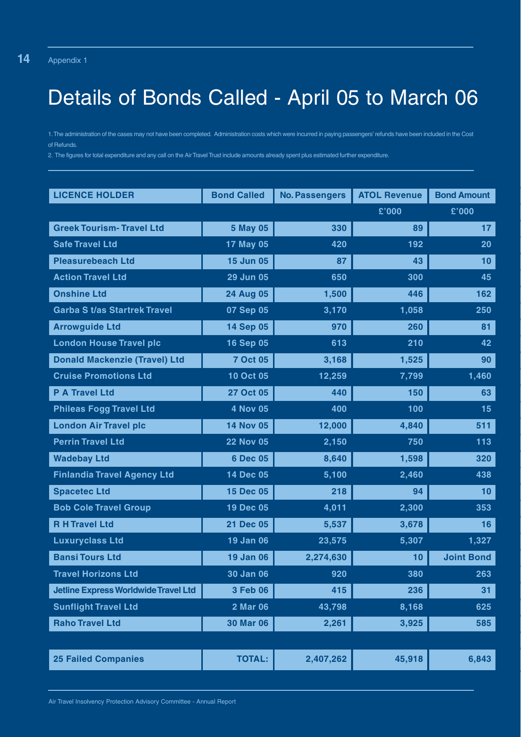# Details of Bonds Called - April 05 to March 06

1. The administration of the cases may not have been completed. Administration costs which were incurred in paying passengers' refunds have been included in the Cost of Refunds.

2. The figures for total expenditure and any call on the Air Travel Trust include amounts already spent plus estimated further expenditure.

| LICENCE HOLDER | Bond Called | No. Passengers | ATOL Revenue | Bond Amount |
|---|---|---|---|---|
| | | | £'000 | £'000 |
| Greek Tourism- Travel Ltd | 5 May 05 | 330 | 89 | 17 |
| Safe Travel Ltd | 17 May 05 | 420 | 192 | 20 |
| Pleasurebeach Ltd | 15 Jun 05 | 87 | 43 | 10 |
| Action Travel Ltd | 29 Jun 05 | 650 | 300 | 45 |
| Onshine Ltd | 24 Aug 05 | 1,500 | 446 | 162 |
| Garba S t/as Startrek Travel | 07 Sep 05 | 3,170 | 1,058 | 250 |
| Arrowguide Ltd | 14 Sep 05 | 970 | 260 | 81 |
| London House Travel plc | 16 Sep 05 | 613 | 210 | 42 |
| Donald Mackenzie (Travel) Ltd | 7 Oct 05 | 3,168 | 1,525 | 90 |
| Cruise Promotions Ltd | 10 Oct 05 | 12,259 | 7,799 | 1,460 |
| P A Travel Ltd | 27 Oct 05 | 440 | 150 | 63 |
| Phileas Fogg Travel Ltd | 4 Nov 05 | 400 | 100 | 15 |
| London Air Travel plc | 14 Nov 05 | 12,000 | 4,840 | 511 |
| Perrin Travel Ltd | 22 Nov 05 | 2,150 | 750 | 113 |
| Wadebay Ltd | 6 Dec 05 | 8,640 | 1,598 | 320 |
| Finlandia Travel Agency Ltd | 14 Dec 05 | 5,100 | 2,460 | 438 |
| Spacetec Ltd | 15 Dec 05 | 218 | 94 | 10 |
| Bob Cole Travel Group | 19 Dec 05 | 4,011 | 2,300 | 353 |
| R H Travel Ltd | 21 Dec 05 | 5,537 | 3,678 | 16 |
| Luxuryclass Ltd | 19 Jan 06 | 23,575 | 5,307 | 1,327 |
| Bansi Tours Ltd | 19 Jan 06 | 2,274,630 | 10 | Joint Bond |
| Travel Horizons Ltd | 30 Jan 06 | 920 | 380 | 263 |
| Jetline Express Worldwide Travel Ltd | 3 Feb 06 | 415 | 236 | 31 |
| Sunflight Travel Ltd | 2 Mar 06 | 43,798 | 8,168 | 625 |
| Raho Travel Ltd | 30 Mar 06 | 2,261 | 3,925 | 585 |
| 25 Failed Companies | TOTAL: | 2,407,262 | 45,918 | 6,843 |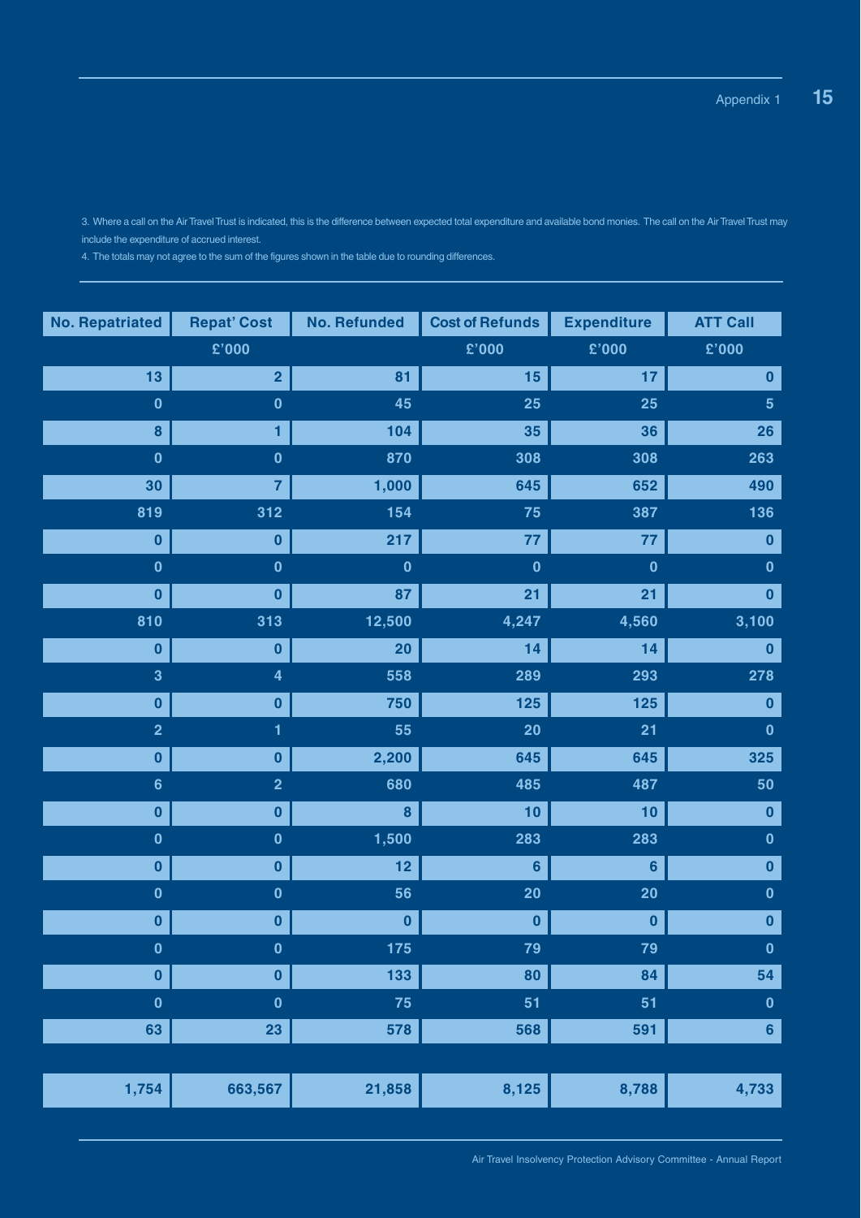3. Where a call on the Air Travel Trust is indicated, this is the difference between expected total expenditure and available bond monies. The call on the Air Travel Trust may include the expenditure of accrued interest.

4. The totals may not agree to the sum of the figures shown in the table due to rounding differences.

| No. Repatriated | Repat' Cost | No. Refunded | Cost of Refunds | Expenditure | ATT Call |
|---|---|---|---|---|---|
| | £'000 | | £'000 | £'000 | £'000 |
| 13 | 2 | 81 | 15 | 17 | 0 |
| 0 | 0 | 45 | 25 | 25 | 5 |
| 8 | 1 | 104 | 35 | 36 | 26 |
| 0 | 0 | 870 | 308 | 308 | 263 |
| 30 | 7 | 1,000 | 645 | 652 | 490 |
| 819 | 312 | 154 | 75 | 387 | 136 |
| 0 | 0 | 217 | 77 | 77 | 0 |
| 0 | 0 | 0 | 0 | 0 | 0 |
| 0 | 0 | 87 | 21 | 21 | 0 |
| 810 | 313 | 12,500 | 4,247 | 4,560 | 3,100 |
| 0 | 0 | 20 | 14 | 14 | 0 |
| 3 | 4 | 558 | 289 | 293 | 278 |
| 0 | 0 | 750 | 125 | 125 | 0 |
| 2 | 1 | 55 | 20 | 21 | 0 |
| 0 | 0 | 2,200 | 645 | 645 | 325 |
| 6 | 2 | 680 | 485 | 487 | 50 |
| 0 | 0 | 8 | 10 | 10 | 0 |
| 0 | 0 | 1,500 | 283 | 283 | 0 |
| 0 | 0 | 12 | 6 | 6 | 0 |
| 0 | 0 | 56 | 20 | 20 | 0 |
| 0 | 0 | 0 | 0 | 0 | 0 |
| 0 | 0 | 175 | 79 | 79 | 0 |
| 0 | 0 | 133 | 80 | 84 | 54 |
| 0 | 0 | 75 | 51 | 51 | 0 |
| 63 | 23 | 578 | 568 | 591 | 6 |
| 1,754 | 663,567 | 21,858 | 8,125 | 8,788 | 4,733 |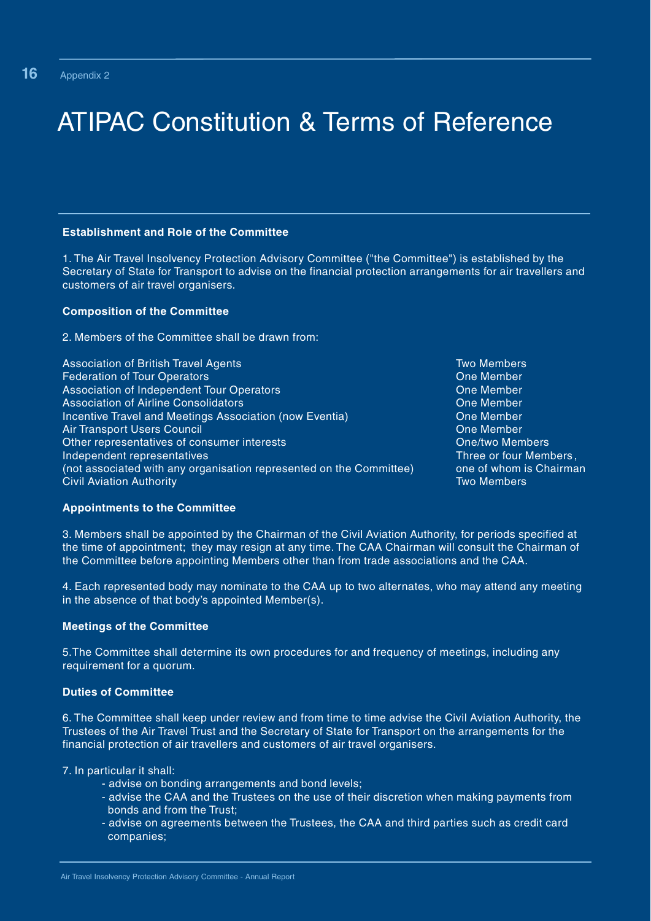# ATIPAC Constitution & Terms of Reference

Appendix 2

**Establishment and Role of the Committee**

1. The Air Travel Insolvency Protection Advisory Committee ("the Committee") is established by the Secretary of State for Transport to advise on the financial protection arrangements for air travellers and customers of air travel organisers.

**Composition of the Committee**

2. Members of the Committee shall be drawn from:

| | |
|---|---|
| Association of British Travel Agents | Two Members |
| Federation of Tour Operators | One Member |
| Association of Independent Tour Operators | One Member |
| Association of Airline Consolidators | One Member |
| Incentive Travel and Meetings Association (now Eventia) | One Member |
| Air Transport Users Council | One Member |
| Other representatives of consumer interests | One/two Members |
| Independent representatives (not associated with any organisation represented on the Committee) | Three or four Members, one of whom is Chairman |
| Civil Aviation Authority | Two Members |

**Appointments to the Committee**

3. Members shall be appointed by the Chairman of the Civil Aviation Authority, for periods specified at the time of appointment; they may resign at any time. The CAA Chairman will consult the Chairman of the Committee before appointing Members other than from trade associations and the CAA.

4. Each represented body may nominate to the CAA up to two alternates, who may attend any meeting in the absence of that body's appointed Member(s).

**Meetings of the Committee**

5. The Committee shall determine its own procedures for and frequency of meetings, including any requirement for a quorum.

**Duties of Committee**

6. The Committee shall keep under review and from time to time advise the Civil Aviation Authority, the Trustees of the Air Travel Trust and the Secretary of State for Transport on the arrangements for the financial protection of air travellers and customers of air travel organisers.

7. In particular it shall:

- advise on bonding arrangements and bond levels;
- advise the CAA and the Trustees on the use of their discretion when making payments from bonds and from the Trust;
- advise on agreements between the Trustees, the CAA and third parties such as credit card companies;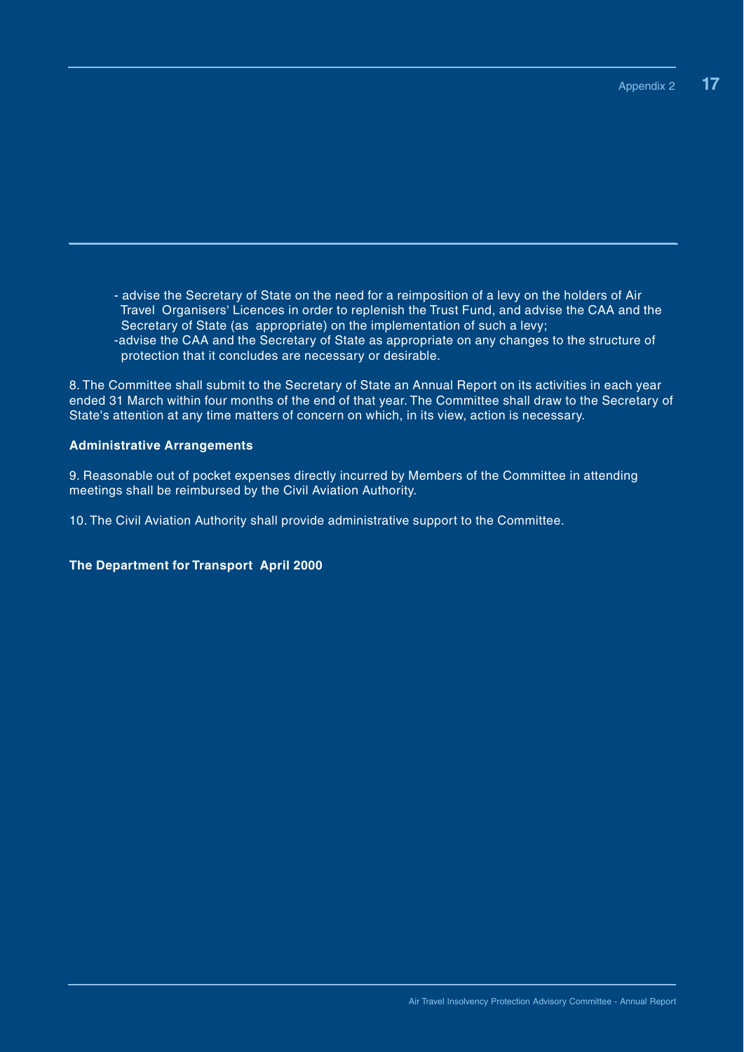- advise the Secretary of State on the need for a reimposition of a levy on the holders of Air Travel Organisers' Licences in order to replenish the Trust Fund, and advise the CAA and the Secretary of State (as appropriate) on the implementation of such a levy;
- advise the CAA and the Secretary of State as appropriate on any changes to the structure of protection that it concludes are necessary or desirable.

8. The Committee shall submit to the Secretary of State an Annual Report on its activities in each year ended 31 March within four months of the end of that year. The Committee shall draw to the Secretary of State's attention at any time matters of concern on which, in its view, action is necessary.

**Administrative Arrangements**

9. Reasonable out of pocket expenses directly incurred by Members of the Committee in attending meetings shall be reimbursed by the Civil Aviation Authority.

10. The Civil Aviation Authority shall provide administrative support to the Committee.

**The Department for Transport April 2000**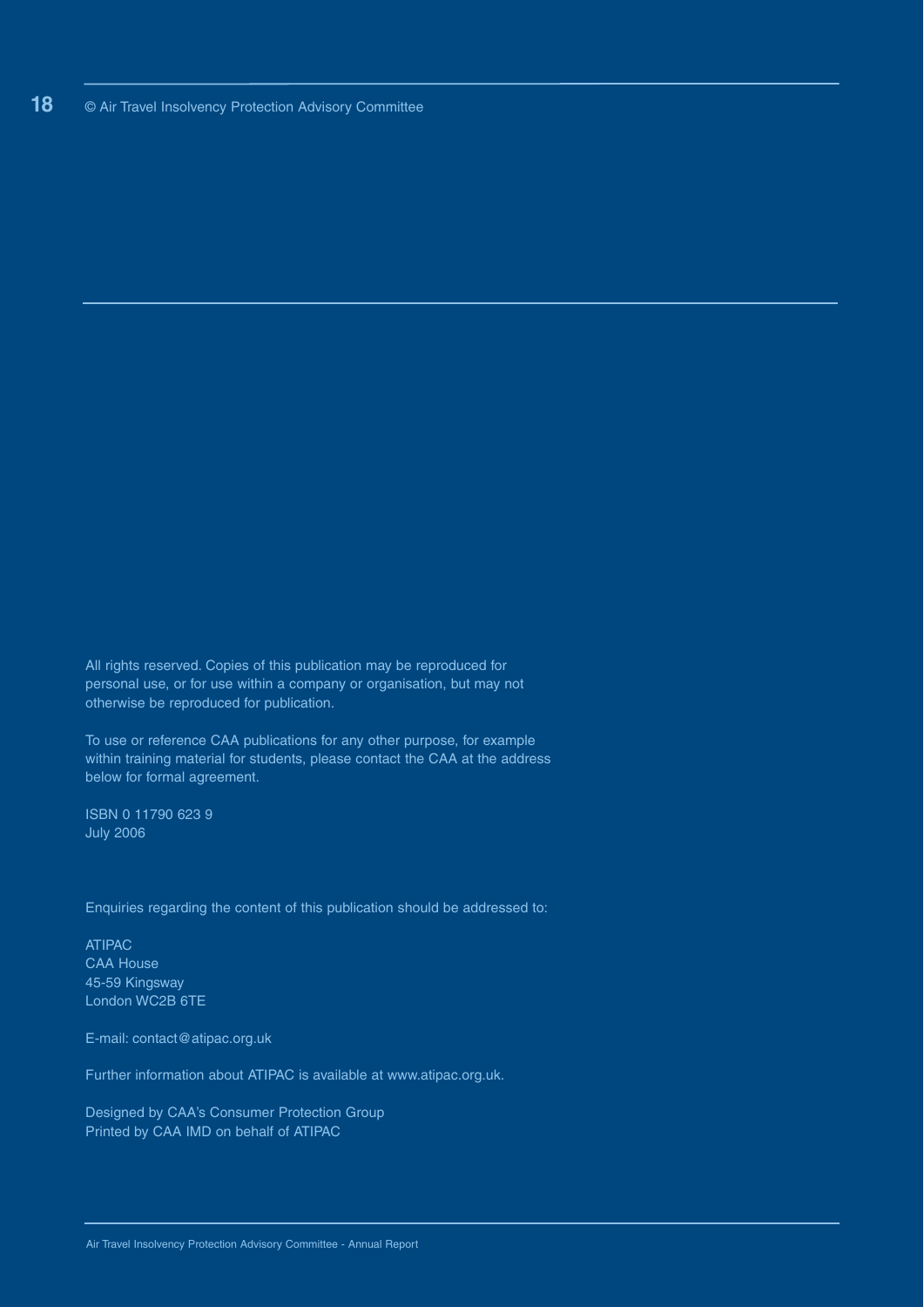© Air Travel Insolvency Protection Advisory Committee

All rights reserved. Copies of this publication may be reproduced for personal use, or for use within a company or organisation, but may not otherwise be reproduced for publication.

To use or reference CAA publications for any other purpose, for example within training material for students, please contact the CAA at the address below for formal agreement.

ISBN 0 11790 623 9
July 2006

Enquiries regarding the content of this publication should be addressed to:

ATIPAC
CAA House
45-59 Kingsway
London WC2B 6TE

E-mail: contact@atipac.org.uk

Further information about ATIPAC is available at www.atipac.org.uk.

Designed by CAA's Consumer Protection Group
Printed by CAA IMD on behalf of ATIPAC